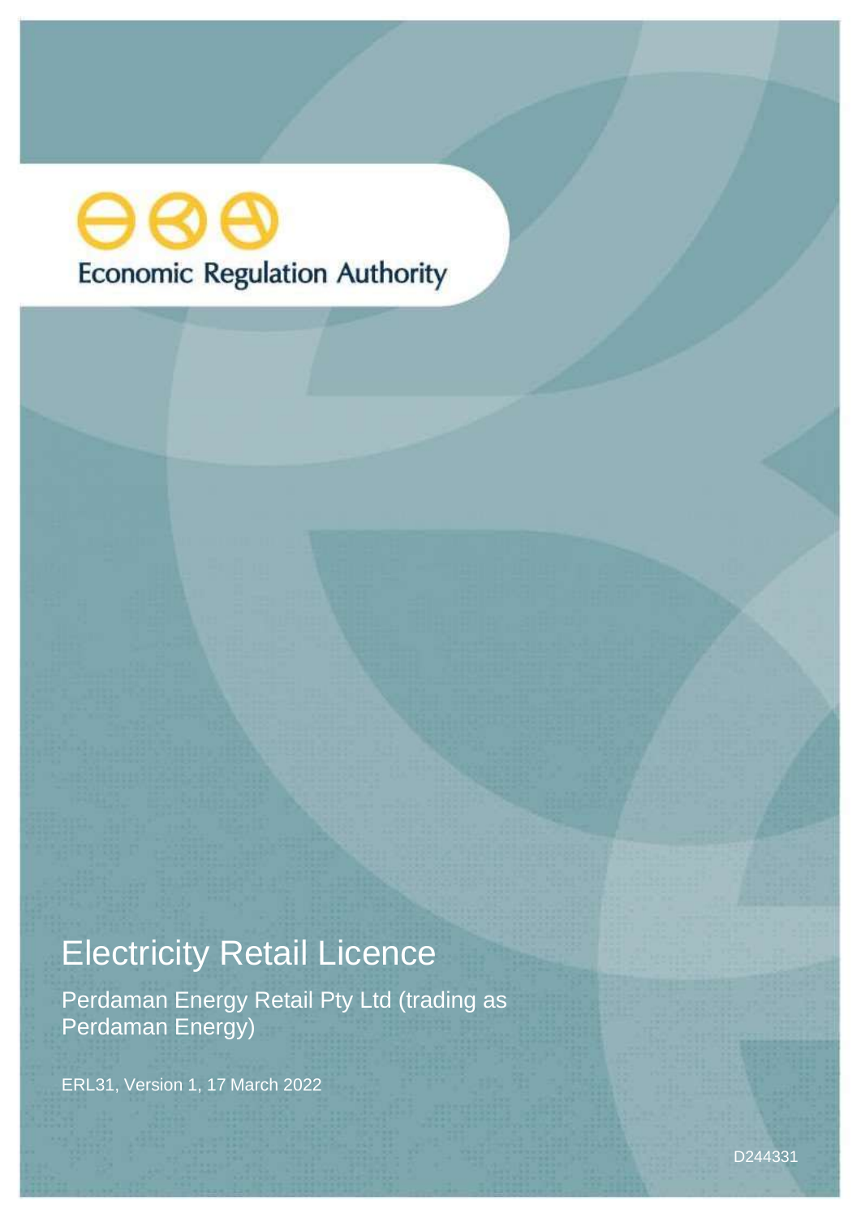Economic Regulation Authority

# Electricity Retail Licence

Perdaman Energy Retail Pty Ltd (trading as Perdaman Energy)

ERL31, Version 1, 17 March 2022

D244331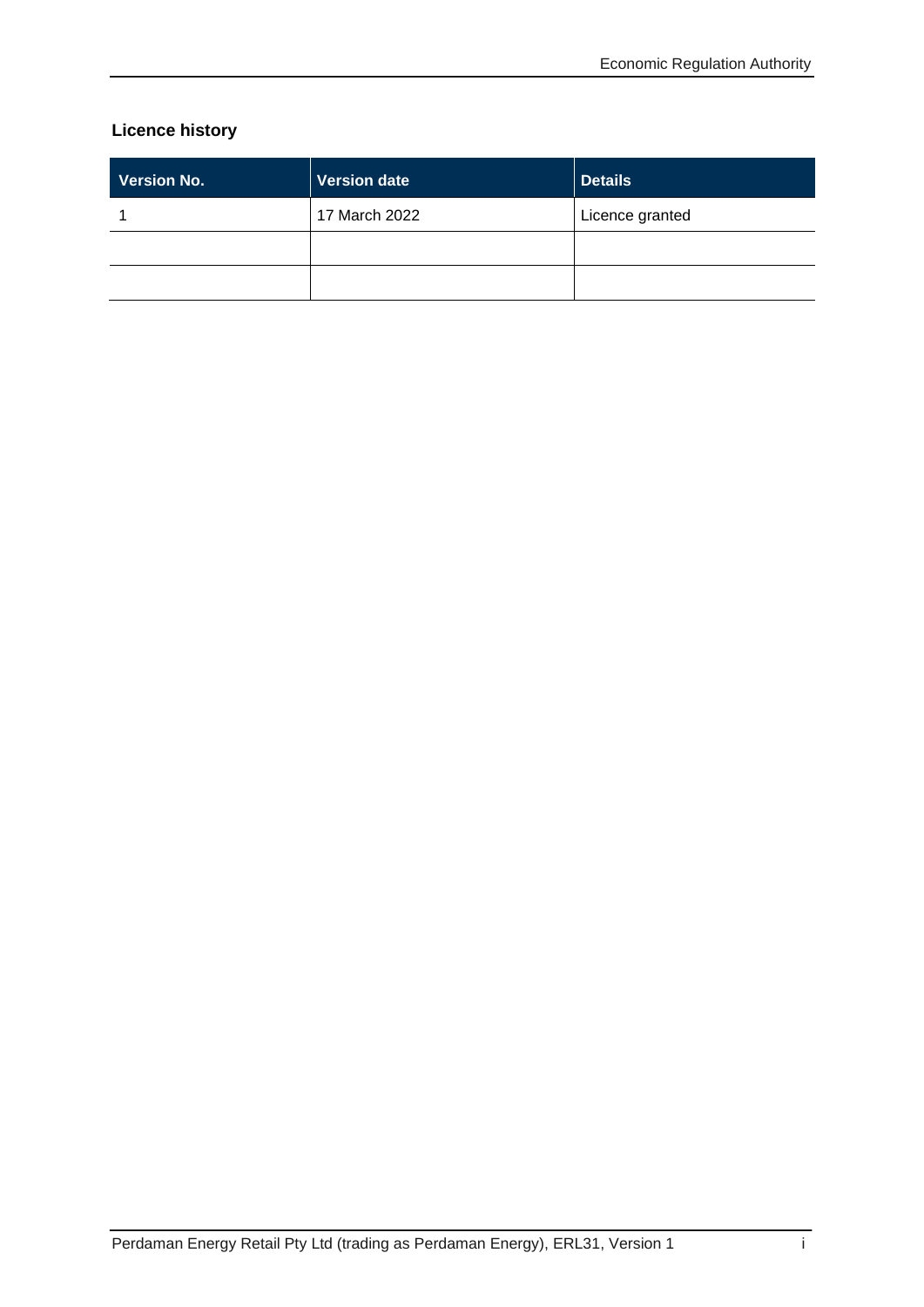## Licence history

| Version No. | Version date | Details |
|---|---|---|
| 1 | 17 March 2022 | Licence granted |
| | | |
| | | |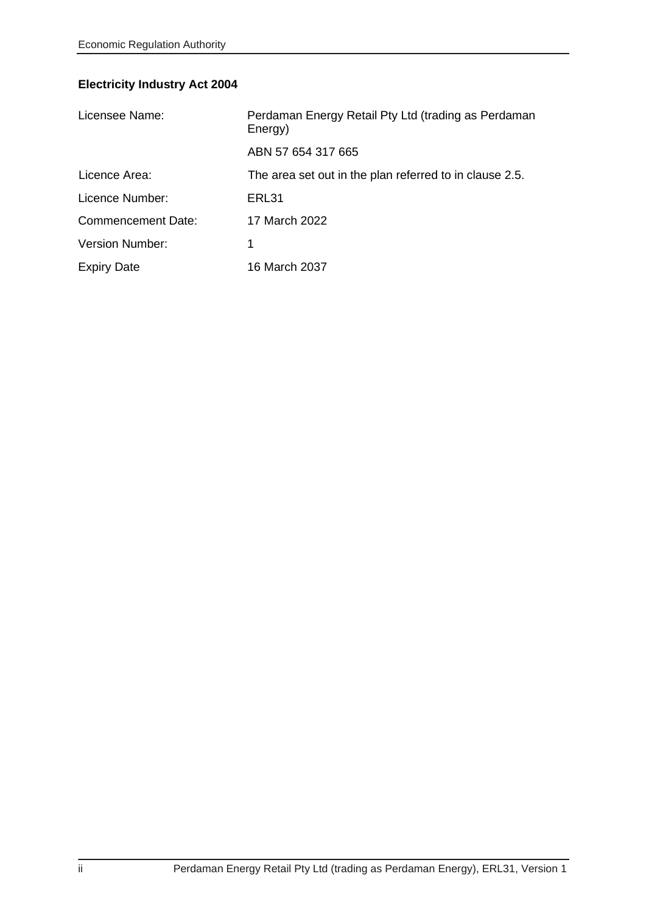**Electricity Industry Act 2004**

| | |
|---|---|
| Licensee Name: | Perdaman Energy Retail Pty Ltd (trading as Perdaman Energy) |
| | ABN 57 654 317 665 |
| Licence Area: | The area set out in the plan referred to in clause 2.5. |
| Licence Number: | ERL31 |
| Commencement Date: | 17 March 2022 |
| Version Number: | 1 |
| Expiry Date | 16 March 2037 |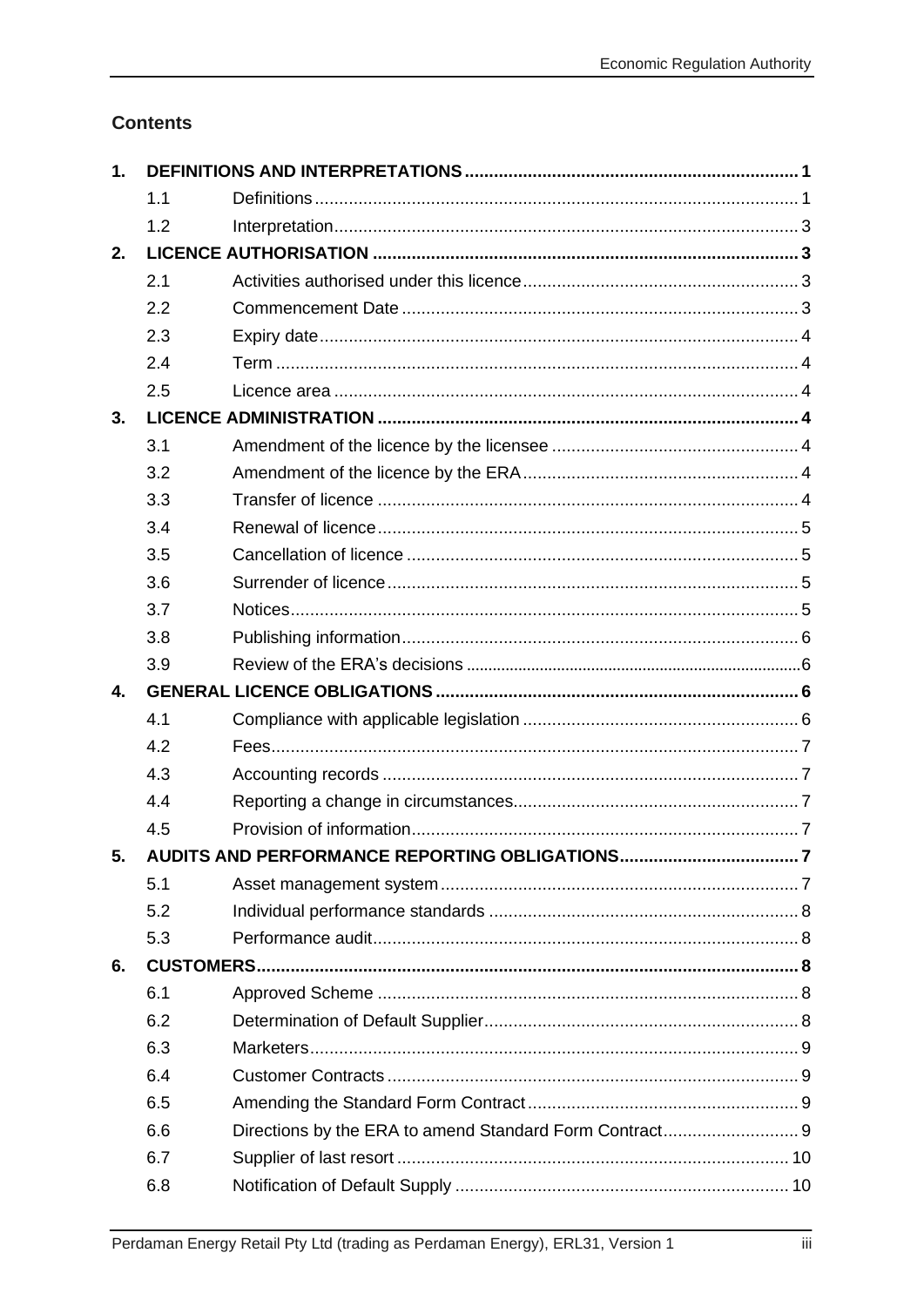## Contents

| | | | |
|---|---|---|---|
| **1.** | **DEFINITIONS AND INTERPRETATIONS** | | **1** |
| | 1.1 | Definitions | 1 |
| | 1.2 | Interpretation | 3 |
| **2.** | **LICENCE AUTHORISATION** | | **3** |
| | 2.1 | Activities authorised under this licence | 3 |
| | 2.2 | Commencement Date | 3 |
| | 2.3 | Expiry date | 4 |
| | 2.4 | Term | 4 |
| | 2.5 | Licence area | 4 |
| **3.** | **LICENCE ADMINISTRATION** | | **4** |
| | 3.1 | Amendment of the licence by the licensee | 4 |
| | 3.2 | Amendment of the licence by the ERA | 4 |
| | 3.3 | Transfer of licence | 4 |
| | 3.4 | Renewal of licence | 5 |
| | 3.5 | Cancellation of licence | 5 |
| | 3.6 | Surrender of licence | 5 |
| | 3.7 | Notices | 5 |
| | 3.8 | Publishing information | 6 |
| | 3.9 | Review of the ERA's decisions | 6 |
| **4.** | **GENERAL LICENCE OBLIGATIONS** | | **6** |
| | 4.1 | Compliance with applicable legislation | 6 |
| | 4.2 | Fees | 7 |
| | 4.3 | Accounting records | 7 |
| | 4.4 | Reporting a change in circumstances | 7 |
| | 4.5 | Provision of information | 7 |
| **5.** | **AUDITS AND PERFORMANCE REPORTING OBLIGATIONS** | | **7** |
| | 5.1 | Asset management system | 7 |
| | 5.2 | Individual performance standards | 8 |
| | 5.3 | Performance audit | 8 |
| **6.** | **CUSTOMERS** | | **8** |
| | 6.1 | Approved Scheme | 8 |
| | 6.2 | Determination of Default Supplier | 8 |
| | 6.3 | Marketers | 9 |
| | 6.4 | Customer Contracts | 9 |
| | 6.5 | Amending the Standard Form Contract | 9 |
| | 6.6 | Directions by the ERA to amend Standard Form Contract | 9 |
| | 6.7 | Supplier of last resort | 10 |
| | 6.8 | Notification of Default Supply | 10 |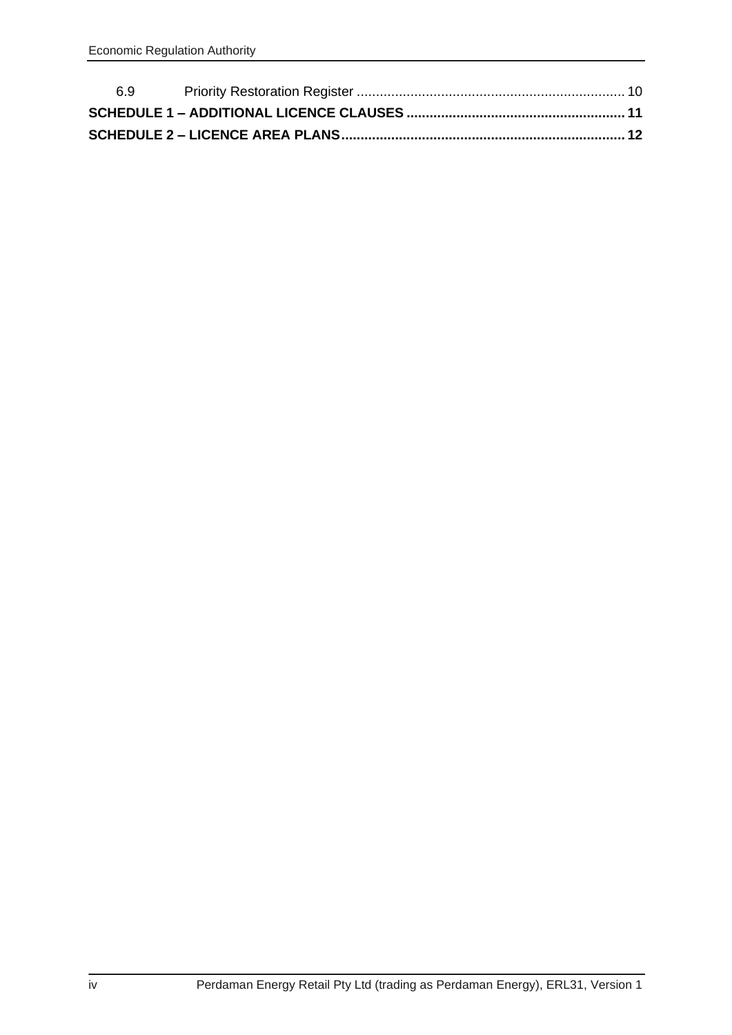6.9 Priority Restoration Register ..................................................................... 10

**SCHEDULE 1 – ADDITIONAL LICENCE CLAUSES ........................................................ 11**

**SCHEDULE 2 – LICENCE AREA PLANS......................................................................... 12**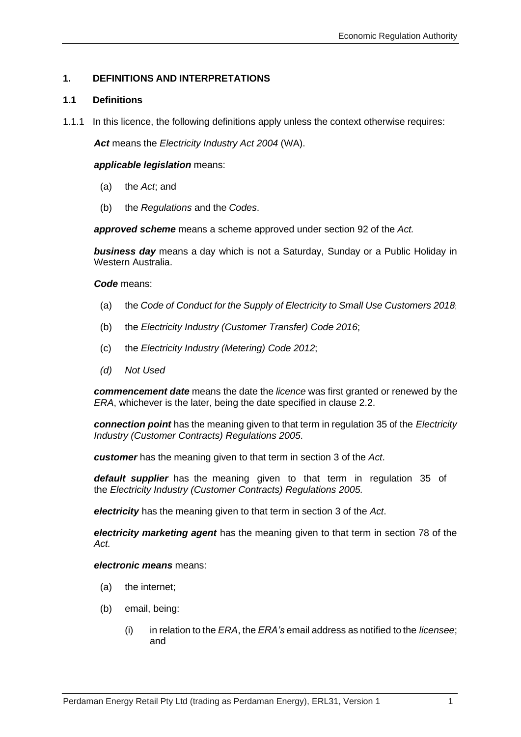## 1. DEFINITIONS AND INTERPRETATIONS

### 1.1 Definitions

1.1.1 In this licence, the following definitions apply unless the context otherwise requires:

***Act*** means the *Electricity Industry Act 2004* (WA).

***applicable legislation*** means:

(a) the *Act*; and

(b) the *Regulations* and the *Codes*.

***approved scheme*** means a scheme approved under section 92 of the *Act.*

***business day*** means a day which is not a Saturday, Sunday or a Public Holiday in Western Australia.

***Code*** means:

(a) the *Code of Conduct for the Supply of Electricity to Small Use Customers 2018*;

(b) the *Electricity Industry (Customer Transfer) Code 2016*;

(c) the *Electricity Industry (Metering) Code 2012*;

*(d) Not Used*

***commencement date*** means the date the *licence* was first granted or renewed by the *ERA*, whichever is the later, being the date specified in clause 2.2.

***connection point*** has the meaning given to that term in regulation 35 of the *Electricity Industry (Customer Contracts) Regulations 2005*.

***customer*** has the meaning given to that term in section 3 of the *Act*.

***default supplier*** has the meaning given to that term in regulation 35 of the *Electricity Industry (Customer Contracts) Regulations 2005.*

***electricity*** has the meaning given to that term in section 3 of the *Act*.

***electricity marketing agent*** has the meaning given to that term in section 78 of the *Act.*

***electronic means*** means:

(a) the internet;

(b) email, being:

(i) in relation to the *ERA*, the *ERA's* email address as notified to the *licensee*; and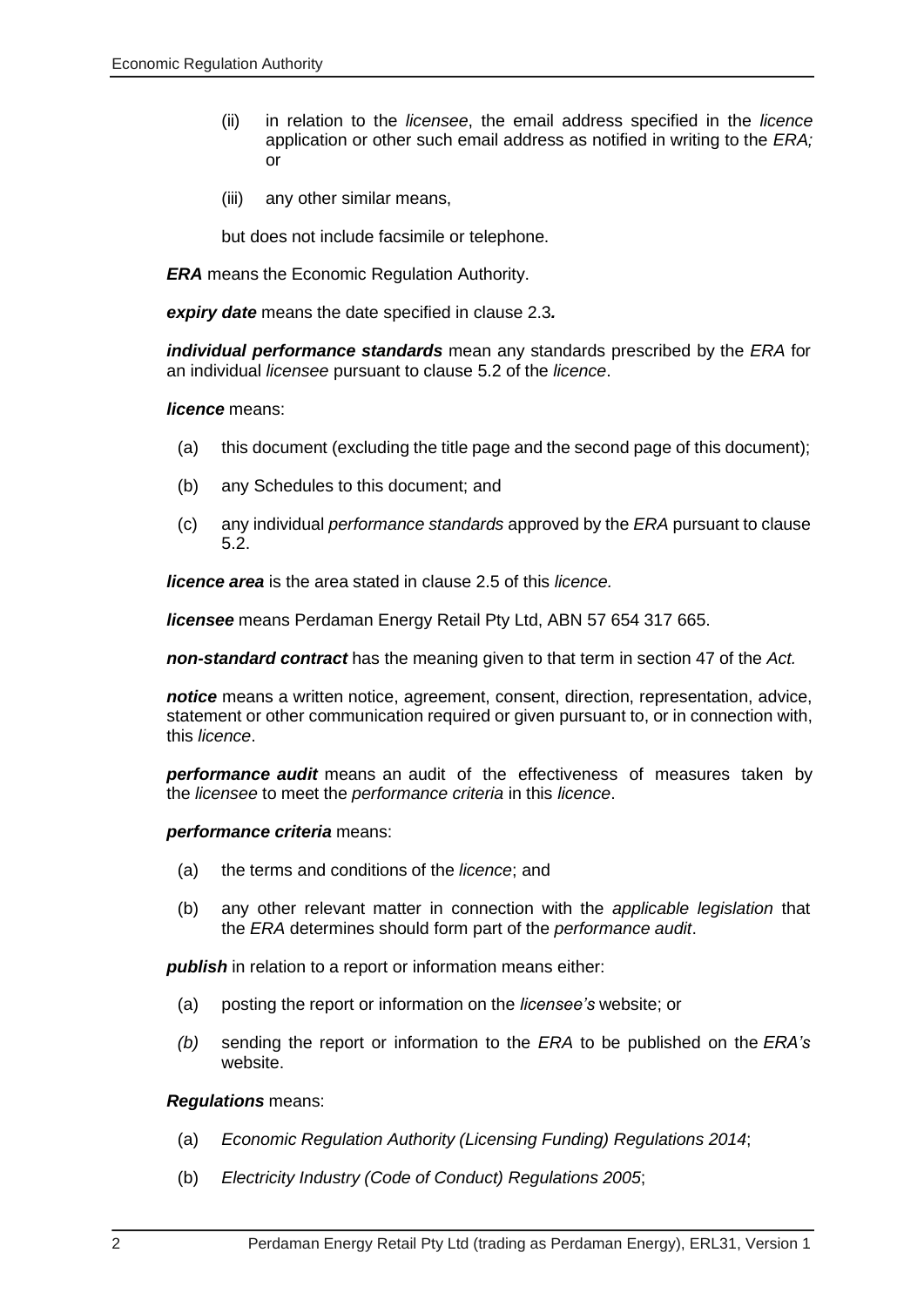(ii) in relation to the *licensee*, the email address specified in the *licence* application or other such email address as notified in writing to the *ERA;* or

(iii) any other similar means,

but does not include facsimile or telephone.

***ERA*** means the Economic Regulation Authority.

***expiry date*** means the date specified in clause 2.3***.***

***individual performance standards*** mean any standards prescribed by the *ERA* for an individual *licensee* pursuant to clause 5.2 of the *licence*.

***licence*** means:

(a) this document (excluding the title page and the second page of this document);

(b) any Schedules to this document; and

(c) any individual *performance standards* approved by the *ERA* pursuant to clause 5.2.

***licence area*** is the area stated in clause 2.5 of this *licence.*

***licensee*** means Perdaman Energy Retail Pty Ltd, ABN 57 654 317 665.

***non-standard contract*** has the meaning given to that term in section 47 of the *Act.*

***notice*** means a written notice, agreement, consent, direction, representation, advice, statement or other communication required or given pursuant to, or in connection with, this *licence*.

***performance audit*** means an audit of the effectiveness of measures taken by the *licensee* to meet the *performance criteria* in this *licence*.

***performance criteria*** means:

(a) the terms and conditions of the *licence*; and

(b) any other relevant matter in connection with the *applicable legislation* that the *ERA* determines should form part of the *performance audit*.

***publish*** in relation to a report or information means either:

(a) posting the report or information on the *licensee's* website; or

*(b)* sending the report or information to the *ERA* to be published on the *ERA's* website.

***Regulations*** means:

(a) *Economic Regulation Authority (Licensing Funding) Regulations 2014*;

(b) *Electricity Industry (Code of Conduct) Regulations 2005*;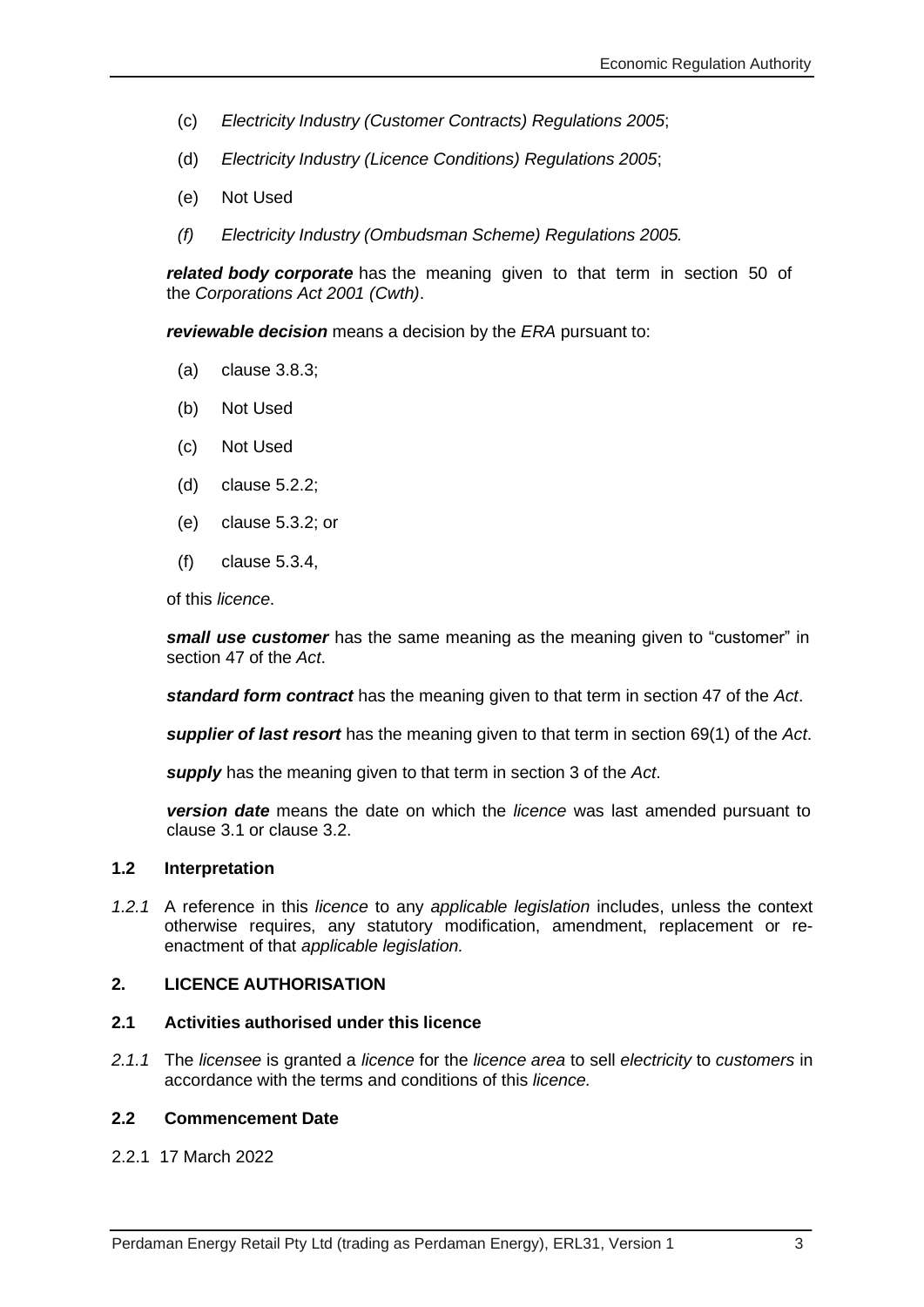(c) *Electricity Industry (Customer Contracts) Regulations 2005*;

(d) *Electricity Industry (Licence Conditions) Regulations 2005*;

(e) Not Used

*(f) Electricity Industry (Ombudsman Scheme) Regulations 2005.*

***related body corporate*** has the meaning given to that term in section 50 of the *Corporations Act 2001 (Cwth)*.

***reviewable decision*** means a decision by the *ERA* pursuant to:

(a) clause 3.8.3;

(b) Not Used

(c) Not Used

(d) clause 5.2.2;

(e) clause 5.3.2; or

(f) clause 5.3.4,

of this *licence*.

***small use customer*** has the same meaning as the meaning given to "customer" in section 47 of the *Act*.

***standard form contract*** has the meaning given to that term in section 47 of the *Act*.

***supplier of last resort*** has the meaning given to that term in section 69(1) of the *Act*.

***supply*** has the meaning given to that term in section 3 of the *Act*.

***version date*** means the date on which the *licence* was last amended pursuant to clause 3.1 or clause 3.2.

### 1.2 Interpretation

*1.2.1* A reference in this *licence* to any *applicable legislation* includes, unless the context otherwise requires, any statutory modification, amendment, replacement or re-enactment of that *applicable legislation.*

## 2. LICENCE AUTHORISATION

### 2.1 Activities authorised under this licence

*2.1.1* The *licensee* is granted a *licence* for the *licence area* to sell *electricity* to *customers* in accordance with the terms and conditions of this *licence.*

### 2.2 Commencement Date

2.2.1 17 March 2022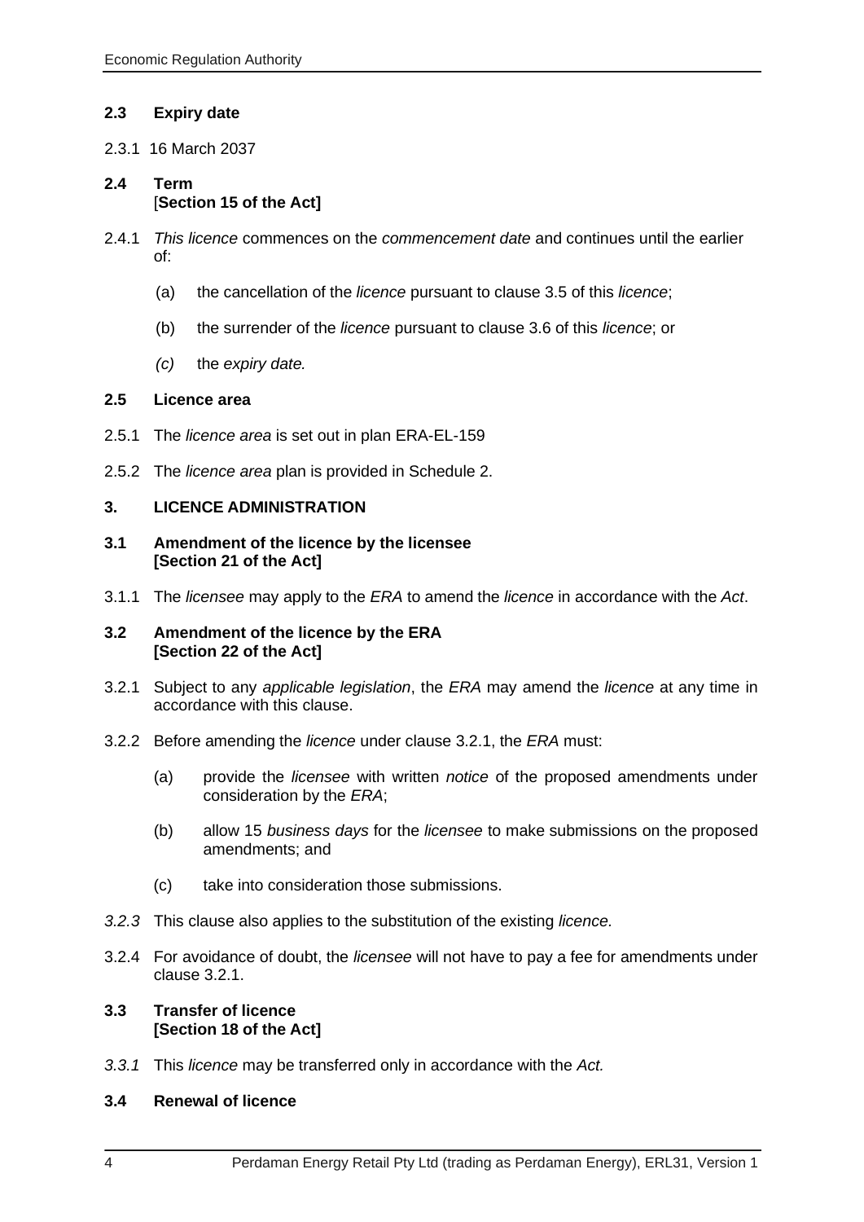### 2.3 Expiry date

2.3.1 16 March 2037

### 2.4 Term
**[Section 15 of the Act]**

2.4.1 *This licence* commences on the *commencement date* and continues until the earlier of:

(a) the cancellation of the *licence* pursuant to clause 3.5 of this *licence*;

(b) the surrender of the *licence* pursuant to clause 3.6 of this *licence*; or

*(c)* the *expiry date.*

### 2.5 Licence area

2.5.1 The *licence area* is set out in plan ERA-EL-159

2.5.2 The *licence area* plan is provided in Schedule 2.

## 3. LICENCE ADMINISTRATION

### 3.1 Amendment of the licence by the licensee
**[Section 21 of the Act]**

3.1.1 The *licensee* may apply to the *ERA* to amend the *licence* in accordance with the *Act*.

### 3.2 Amendment of the licence by the ERA
**[Section 22 of the Act]**

3.2.1 Subject to any *applicable legislation*, the *ERA* may amend the *licence* at any time in accordance with this clause.

3.2.2 Before amending the *licence* under clause 3.2.1, the *ERA* must:

(a) provide the *licensee* with written *notice* of the proposed amendments under consideration by the *ERA*;

(b) allow 15 *business days* for the *licensee* to make submissions on the proposed amendments; and

(c) take into consideration those submissions.

*3.2.3* This clause also applies to the substitution of the existing *licence.*

3.2.4 For avoidance of doubt, the *licensee* will not have to pay a fee for amendments under clause 3.2.1.

### 3.3 Transfer of licence
**[Section 18 of the Act]**

*3.3.1* This *licence* may be transferred only in accordance with the *Act.*

### 3.4 Renewal of licence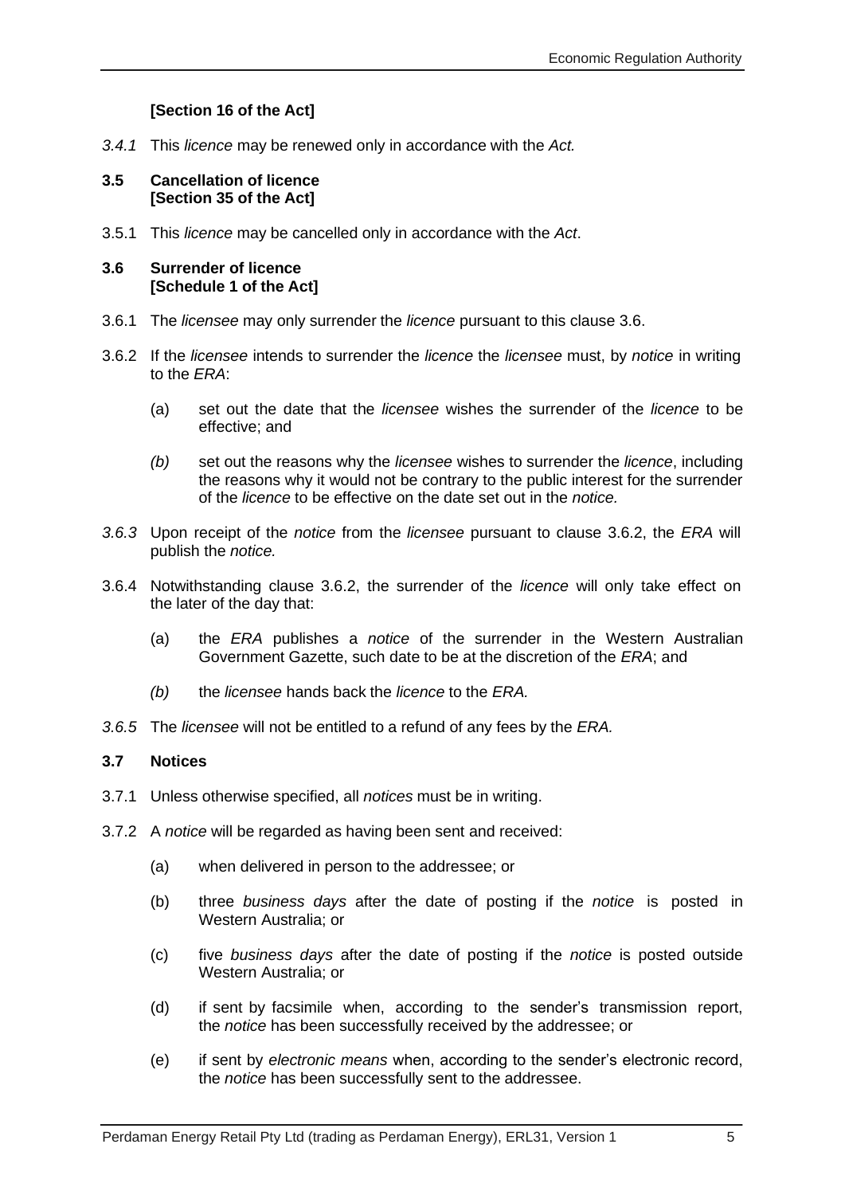**[Section 16 of the Act]**

*3.4.1* This *licence* may be renewed only in accordance with the *Act.*

### 3.5 Cancellation of licence [Section 35 of the Act]

3.5.1 This *licence* may be cancelled only in accordance with the *Act*.

### 3.6 Surrender of licence [Schedule 1 of the Act]

3.6.1 The *licensee* may only surrender the *licence* pursuant to this clause 3.6.

3.6.2 If the *licensee* intends to surrender the *licence* the *licensee* must, by *notice* in writing to the *ERA*:

(a) set out the date that the *licensee* wishes the surrender of the *licence* to be effective; and

*(b)* set out the reasons why the *licensee* wishes to surrender the *licence*, including the reasons why it would not be contrary to the public interest for the surrender of the *licence* to be effective on the date set out in the *notice.*

*3.6.3* Upon receipt of the *notice* from the *licensee* pursuant to clause 3.6.2, the *ERA* will publish the *notice.*

3.6.4 Notwithstanding clause 3.6.2, the surrender of the *licence* will only take effect on the later of the day that:

(a) the *ERA* publishes a *notice* of the surrender in the Western Australian Government Gazette, such date to be at the discretion of the *ERA*; and

*(b)* the *licensee* hands back the *licence* to the *ERA.*

*3.6.5* The *licensee* will not be entitled to a refund of any fees by the *ERA.*

### 3.7 Notices

3.7.1 Unless otherwise specified, all *notices* must be in writing.

3.7.2 A *notice* will be regarded as having been sent and received:

(a) when delivered in person to the addressee; or

(b) three *business days* after the date of posting if the *notice* is posted in Western Australia; or

(c) five *business days* after the date of posting if the *notice* is posted outside Western Australia; or

(d) if sent by facsimile when, according to the sender's transmission report, the *notice* has been successfully received by the addressee; or

(e) if sent by *electronic means* when, according to the sender's electronic record, the *notice* has been successfully sent to the addressee.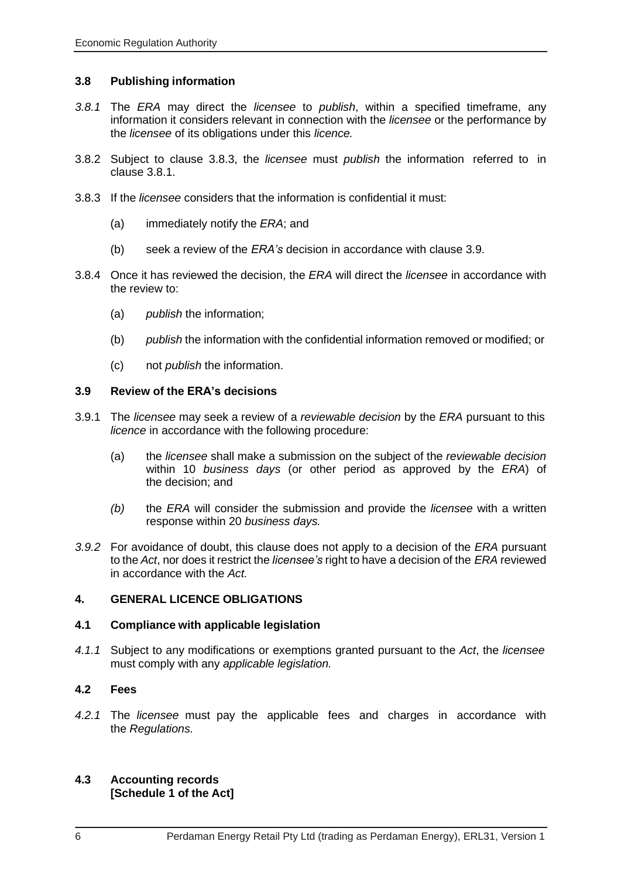### 3.8 Publishing information

*3.8.1* The *ERA* may direct the *licensee* to *publish*, within a specified timeframe, any information it considers relevant in connection with the *licensee* or the performance by the *licensee* of its obligations under this *licence.*

3.8.2 Subject to clause 3.8.3, the *licensee* must *publish* the information referred to in clause 3.8.1.

3.8.3 If the *licensee* considers that the information is confidential it must:

(a) immediately notify the *ERA*; and

(b) seek a review of the *ERA's* decision in accordance with clause 3.9.

3.8.4 Once it has reviewed the decision, the *ERA* will direct the *licensee* in accordance with the review to:

(a) *publish* the information;

(b) *publish* the information with the confidential information removed or modified; or

(c) not *publish* the information.

### 3.9 Review of the ERA's decisions

3.9.1 The *licensee* may seek a review of a *reviewable decision* by the *ERA* pursuant to this *licence* in accordance with the following procedure:

(a) the *licensee* shall make a submission on the subject of the *reviewable decision* within 10 *business days* (or other period as approved by the *ERA*) of the decision; and

*(b)* the *ERA* will consider the submission and provide the *licensee* with a written response within 20 *business days.*

*3.9.2* For avoidance of doubt, this clause does not apply to a decision of the *ERA* pursuant to the *Act*, nor does it restrict the *licensee's* right to have a decision of the *ERA* reviewed in accordance with the *Act.*

## 4. GENERAL LICENCE OBLIGATIONS

### 4.1 Compliance with applicable legislation

*4.1.1* Subject to any modifications or exemptions granted pursuant to the *Act*, the *licensee* must comply with any *applicable legislation.*

### 4.2 Fees

*4.2.1* The *licensee* must pay the applicable fees and charges in accordance with the *Regulations.*

### 4.3 Accounting records
**[Schedule 1 of the Act]**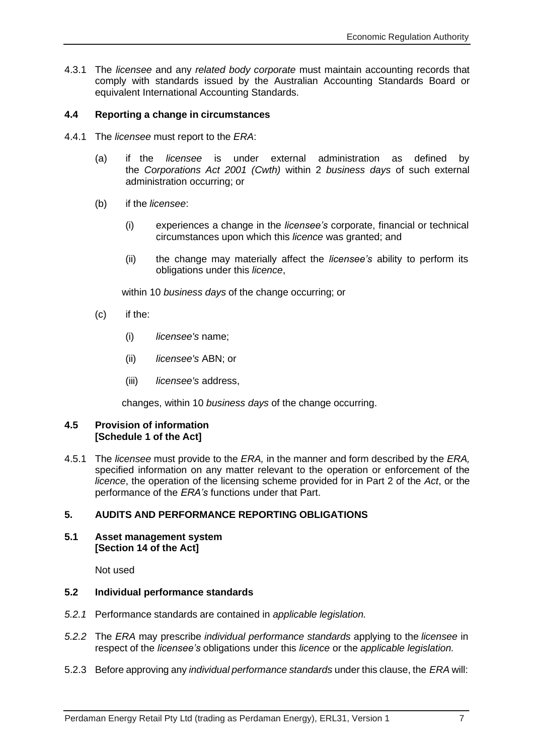4.3.1 The *licensee* and any *related body corporate* must maintain accounting records that comply with standards issued by the Australian Accounting Standards Board or equivalent International Accounting Standards.

### 4.4 Reporting a change in circumstances

4.4.1 The *licensee* must report to the *ERA*:

(a) if the *licensee* is under external administration as defined by the *Corporations Act 2001 (Cwth)* within 2 *business days* of such external administration occurring; or

(b) if the *licensee*:

(i) experiences a change in the *licensee's* corporate, financial or technical circumstances upon which this *licence* was granted; and

(ii) the change may materially affect the *licensee's* ability to perform its obligations under this *licence*,

within 10 *business days* of the change occurring; or

(c) if the:

(i) *licensee's* name;

(ii) *licensee's* ABN; or

(iii) *licensee's* address,

changes, within 10 *business days* of the change occurring.

### 4.5 Provision of information [Schedule 1 of the Act]

4.5.1 The *licensee* must provide to the *ERA,* in the manner and form described by the *ERA,* specified information on any matter relevant to the operation or enforcement of the *licence*, the operation of the licensing scheme provided for in Part 2 of the *Act*, or the performance of the *ERA's* functions under that Part.

## 5. AUDITS AND PERFORMANCE REPORTING OBLIGATIONS

### 5.1 Asset management system [Section 14 of the Act]

Not used

### 5.2 Individual performance standards

*5.2.1* Performance standards are contained in *applicable legislation.*

*5.2.2* The *ERA* may prescribe *individual performance standards* applying to the *licensee* in respect of the *licensee's* obligations under this *licence* or the *applicable legislation.*

5.2.3 Before approving any *individual performance standards* under this clause, the *ERA* will: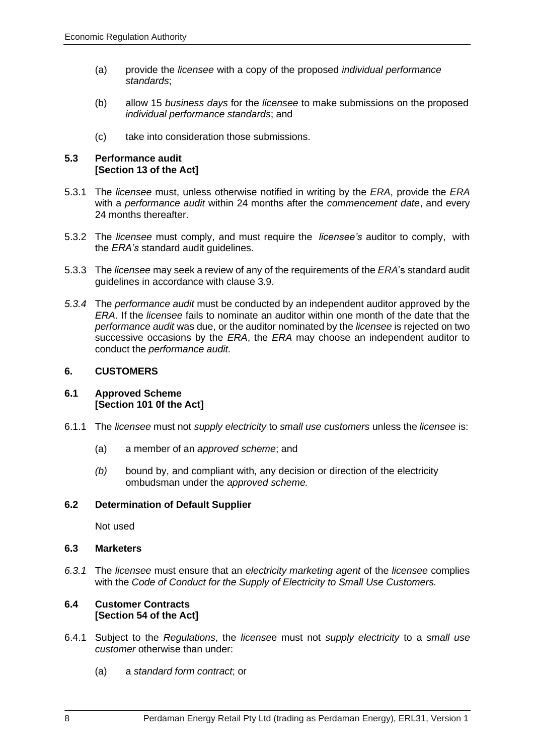(a) provide the *licensee* with a copy of the proposed *individual performance standards*;

(b) allow 15 *business days* for the *licensee* to make submissions on the proposed *individual performance standards*; and

(c) take into consideration those submissions.

### 5.3 Performance audit [Section 13 of the Act]

5.3.1 The *licensee* must, unless otherwise notified in writing by the *ERA*, provide the *ERA* with a *performance audit* within 24 months after the *commencement date*, and every 24 months thereafter.

5.3.2 The *licensee* must comply, and must require the *licensee's* auditor to comply, with the *ERA's* standard audit guidelines.

5.3.3 The *licensee* may seek a review of any of the requirements of the *ERA*'s standard audit guidelines in accordance with clause 3.9.

*5.3.4* The *performance audit* must be conducted by an independent auditor approved by the *ERA*. If the *licensee* fails to nominate an auditor within one month of the date that the *performance audit* was due, or the auditor nominated by the *licensee* is rejected on two successive occasions by the *ERA*, the *ERA* may choose an independent auditor to conduct the *performance audit.*

## 6. CUSTOMERS

### 6.1 Approved Scheme [Section 101 0f the Act]

6.1.1 The *licensee* must not *supply electricity* to *small use customers* unless the *licensee* is:

(a) a member of an *approved scheme*; and

*(b)* bound by, and compliant with, any decision or direction of the electricity ombudsman under the *approved scheme.*

### 6.2 Determination of Default Supplier

Not used

### 6.3 Marketers

*6.3.1* The *licensee* must ensure that an *electricity marketing agent* of the *licensee* complies with the *Code of Conduct for the Supply of Electricity to Small Use Customers.*

### 6.4 Customer Contracts [Section 54 of the Act]

6.4.1 Subject to the *Regulations*, the *licensee* must not *supply electricity* to a *small use customer* otherwise than under:

(a) a *standard form contract*; or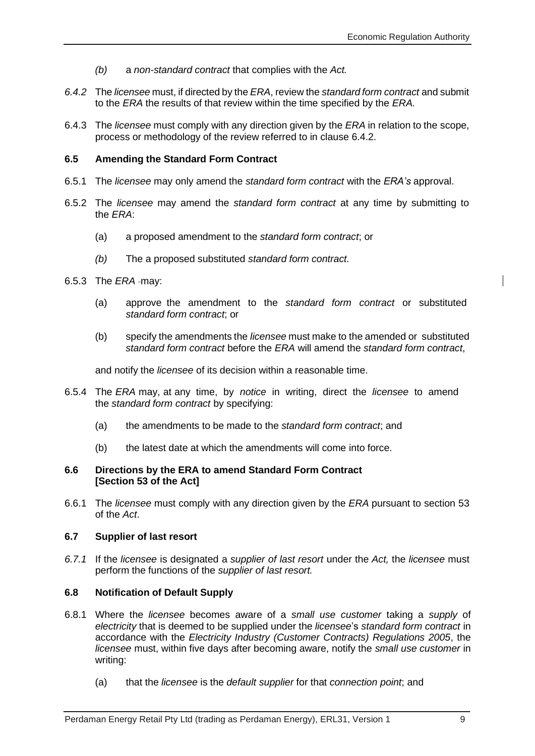(b) a *non-standard contract* that complies with the *Act.*

*6.4.2* The *licensee* must, if directed by the *ERA*, review the *standard form contract* and submit to the *ERA* the results of that review within the time specified by the *ERA.*

6.4.3 The *licensee* must comply with any direction given by the *ERA* in relation to the scope, process or methodology of the review referred to in clause 6.4.2.

**6.5 Amending the Standard Form Contract**

6.5.1 The *licensee* may only amend the *standard form contract* with the *ERA's* approval.

6.5.2 The *licensee* may amend the *standard form contract* at any time by submitting to the *ERA*:

(a) a proposed amendment to the *standard form contract*; or

*(b)* The a proposed substituted *standard form contract.*

6.5.3 The *ERA* may:

(a) approve the amendment to the *standard form contract* or substituted *standard form contract*; or

(b) specify the amendments the *licensee* must make to the amended or substituted *standard form contract* before the *ERA* will amend the *standard form contract*,

and notify the *licensee* of its decision within a reasonable time.

6.5.4 The *ERA* may, at any time, by *notice* in writing, direct the *licensee* to amend the *standard form contract* by specifying:

(a) the amendments to be made to the *standard form contract*; and

(b) the latest date at which the amendments will come into force.

**6.6 Directions by the ERA to amend Standard Form Contract [Section 53 of the Act]**

6.6.1 The *licensee* must comply with any direction given by the *ERA* pursuant to section 53 of the *Act*.

**6.7 Supplier of last resort**

*6.7.1* If the *licensee* is designated a *supplier of last resort* under the *Act,* the *licensee* must perform the functions of the *supplier of last resort.*

**6.8 Notification of Default Supply**

6.8.1 Where the *licensee* becomes aware of a *small use customer* taking a *supply* of *electricity* that is deemed to be supplied under the *licensee*'s *standard form contract* in accordance with the *Electricity Industry (Customer Contracts) Regulations 2005*, the *licensee* must, within five days after becoming aware, notify the *small use customer* in writing:

(a) that the *licensee* is the *default supplier* for that *connection point*; and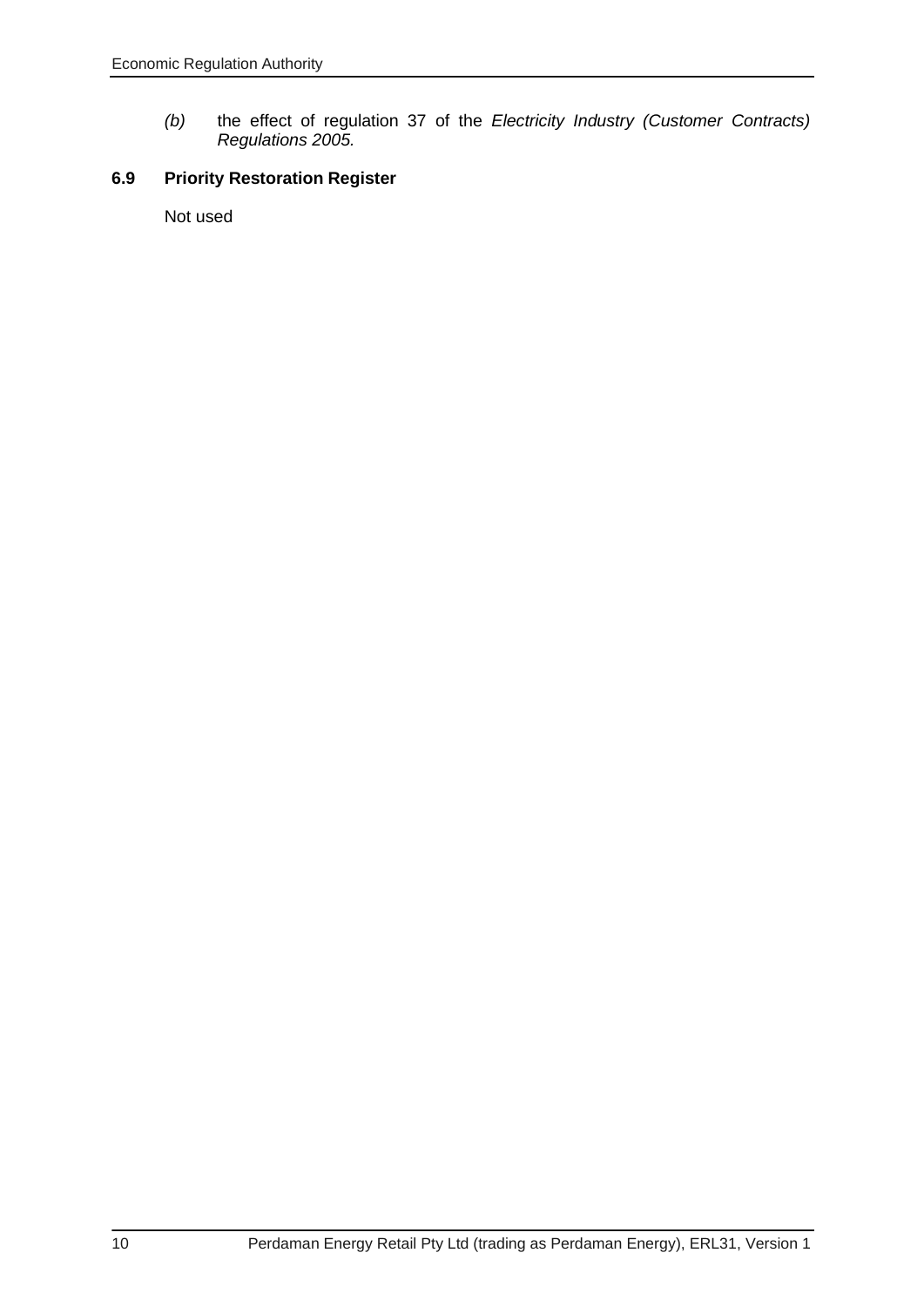*(b)* the effect of regulation 37 of the *Electricity Industry (Customer Contracts) Regulations 2005.*

### 6.9 Priority Restoration Register

Not used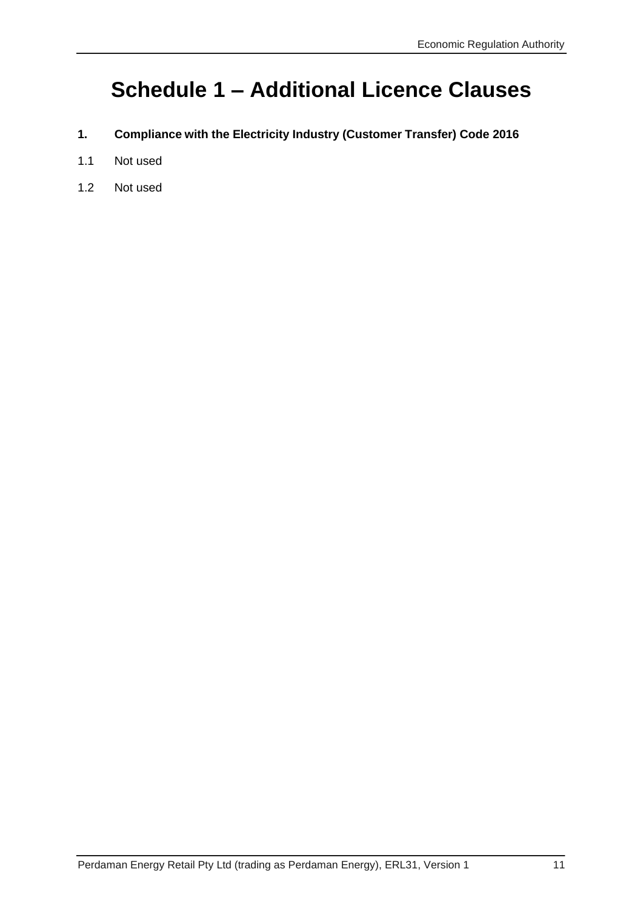# Schedule 1 – Additional Licence Clauses

**1. Compliance with the Electricity Industry (Customer Transfer) Code 2016**

1.1 Not used

1.2 Not used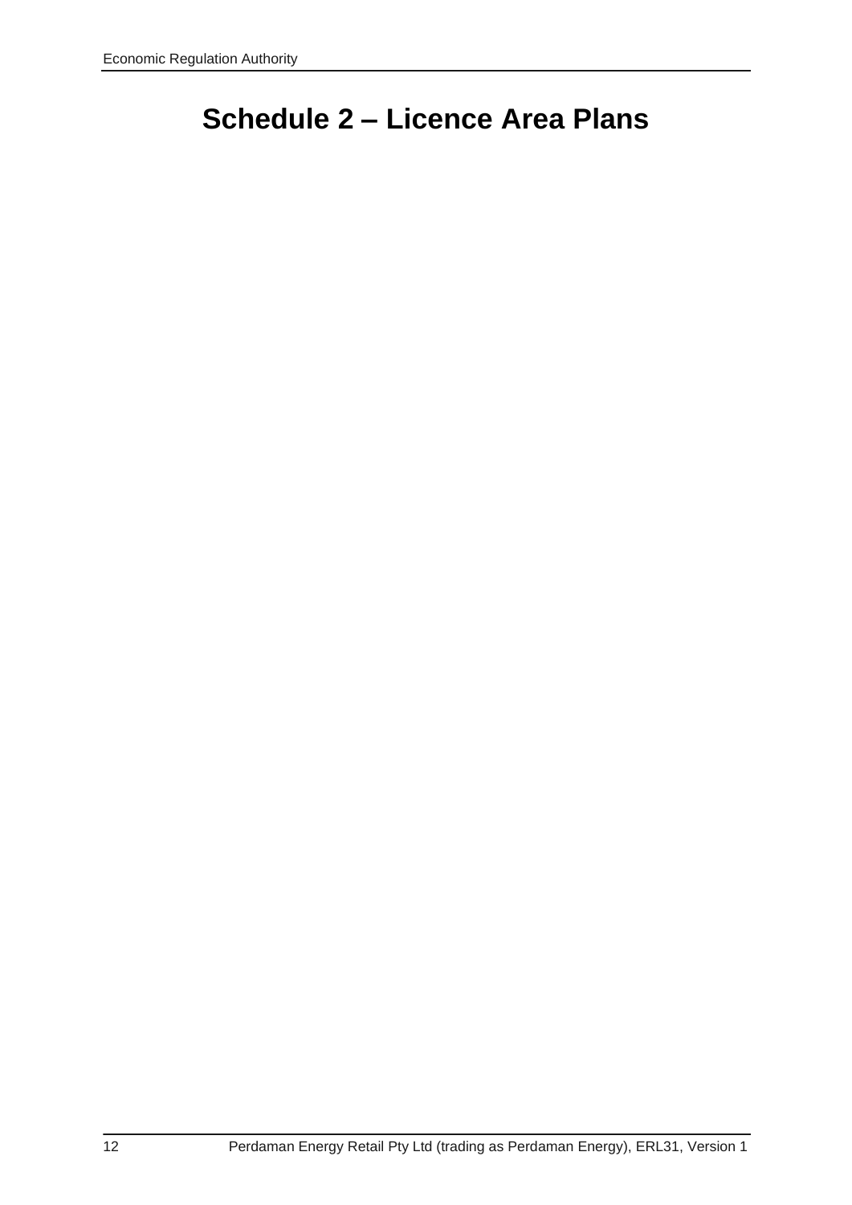# Schedule 2 – Licence Area Plans